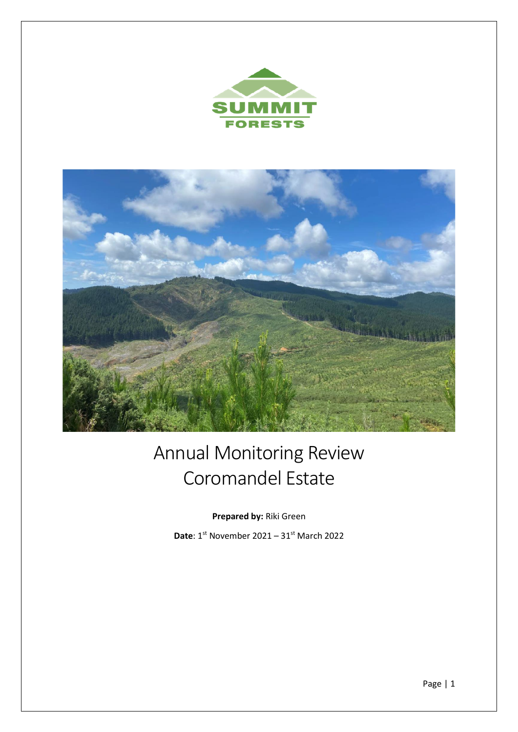SUMMIT FORESTS

# Annual Monitoring Review Coromandel Estate

**Prepared by:** Riki Green

**Date**: 1st November 2021 – 31st March 2022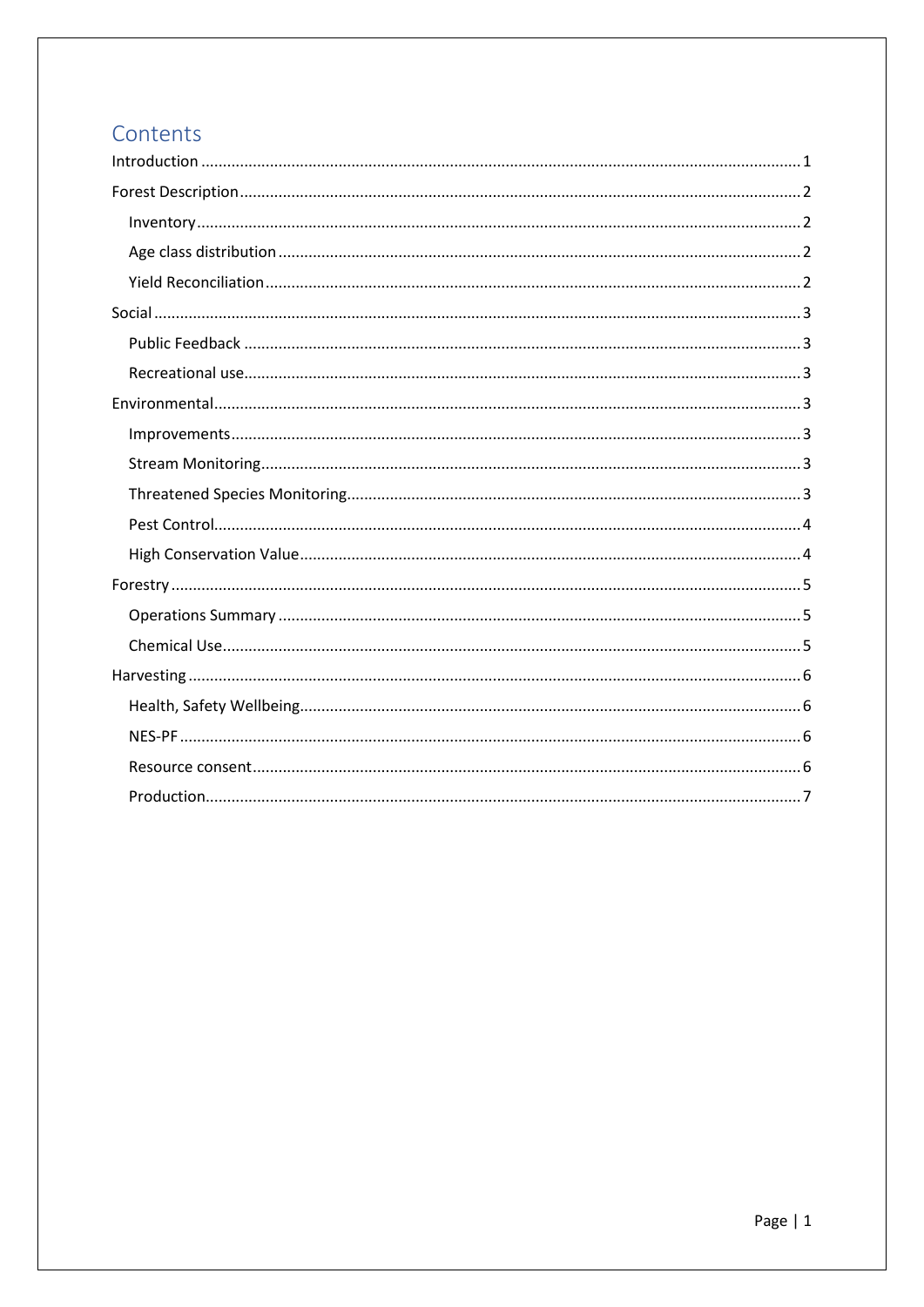# Contents

- Introduction ........ 1
- Forest Description ........ 2
  - Inventory ........ 2
  - Age class distribution ........ 2
  - Yield Reconciliation ........ 2
- Social ........ 3
  - Public Feedback ........ 3
  - Recreational use ........ 3
- Environmental ........ 3
  - Improvements ........ 3
  - Stream Monitoring ........ 3
  - Threatened Species Monitoring ........ 3
  - Pest Control ........ 4
  - High Conservation Value ........ 4
- Forestry ........ 5
  - Operations Summary ........ 5
  - Chemical Use ........ 5
- Harvesting ........ 6
  - Health, Safety Wellbeing ........ 6
  - NES-PF ........ 6
  - Resource consent ........ 6
  - Production ........ 7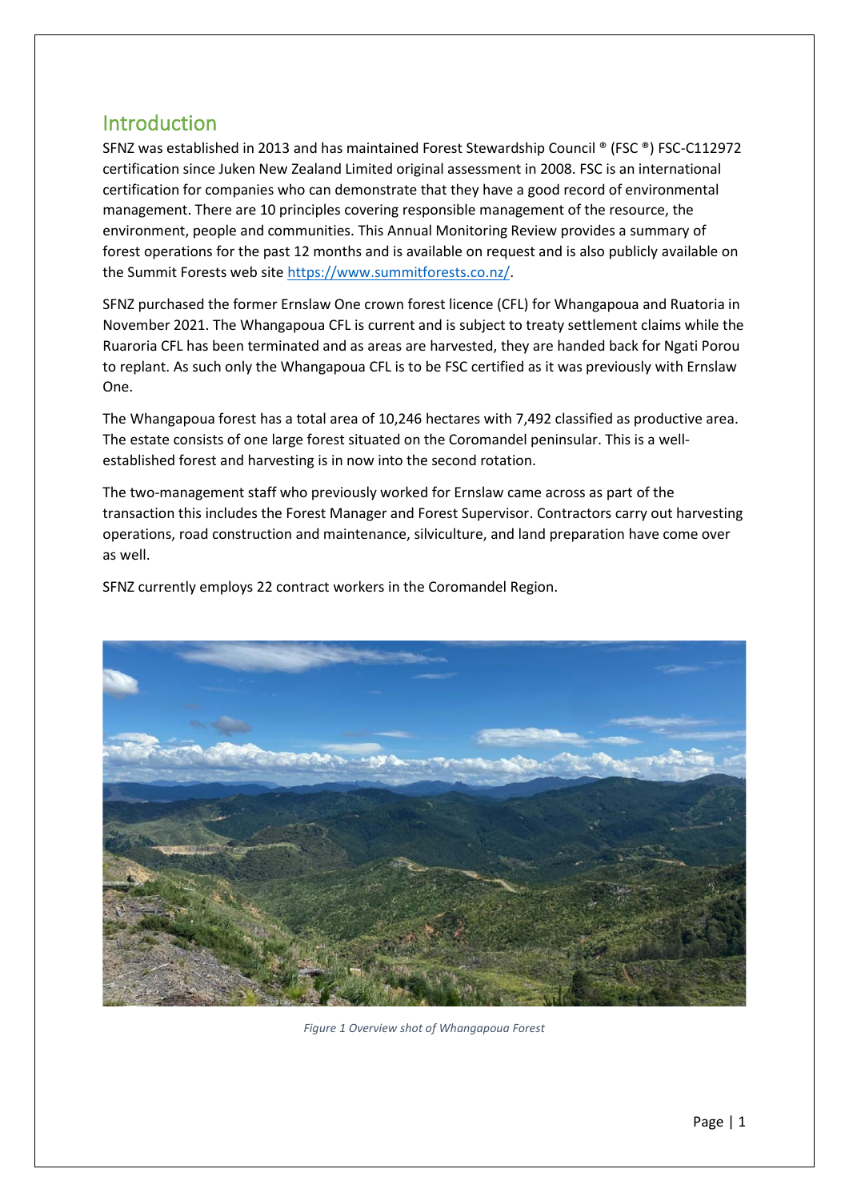## Introduction

SFNZ was established in 2013 and has maintained Forest Stewardship Council ® (FSC ®) FSC-C112972 certification since Juken New Zealand Limited original assessment in 2008. FSC is an international certification for companies who can demonstrate that they have a good record of environmental management. There are 10 principles covering responsible management of the resource, the environment, people and communities. This Annual Monitoring Review provides a summary of forest operations for the past 12 months and is available on request and is also publicly available on the Summit Forests web site https://www.summitforests.co.nz/.

SFNZ purchased the former Ernslaw One crown forest licence (CFL) for Whangapoua and Ruatoria in November 2021. The Whangapoua CFL is current and is subject to treaty settlement claims while the Ruaroria CFL has been terminated and as areas are harvested, they are handed back for Ngati Porou to replant. As such only the Whangapoua CFL is to be FSC certified as it was previously with Ernslaw One.

The Whangapoua forest has a total area of 10,246 hectares with 7,492 classified as productive area. The estate consists of one large forest situated on the Coromandel peninsular. This is a well-established forest and harvesting is in now into the second rotation.

The two-management staff who previously worked for Ernslaw came across as part of the transaction this includes the Forest Manager and Forest Supervisor. Contractors carry out harvesting operations, road construction and maintenance, silviculture, and land preparation have come over as well.

SFNZ currently employs 22 contract workers in the Coromandel Region.

*Figure 1 Overview shot of Whangapoua Forest*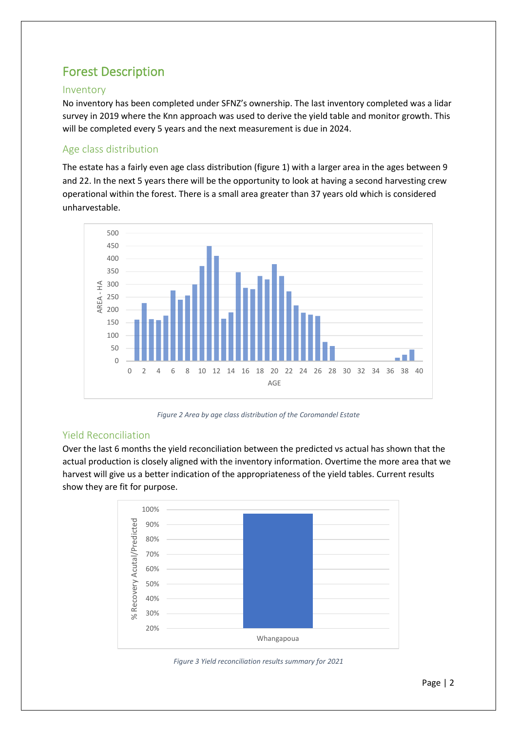# Forest Description

## Inventory

No inventory has been completed under SFNZ's ownership. The last inventory completed was a lidar survey in 2019 where the Knn approach was used to derive the yield table and monitor growth. This will be completed every 5 years and the next measurement is due in 2024.

## Age class distribution

The estate has a fairly even age class distribution (figure 1) with a larger area in the ages between 9 and 22. In the next 5 years there will be the opportunity to look at having a second harvesting crew operational within the forest. There is a small area greater than 37 years old which is considered unharvestable.

*Figure 2 Area by age class distribution of the Coromandel Estate*

## Yield Reconciliation

Over the last 6 months the yield reconciliation between the predicted vs actual has shown that the actual production is closely aligned with the inventory information. Overtime the more area that we harvest will give us a better indication of the appropriateness of the yield tables. Current results show they are fit for purpose.

*Figure 3 Yield reconciliation results summary for 2021*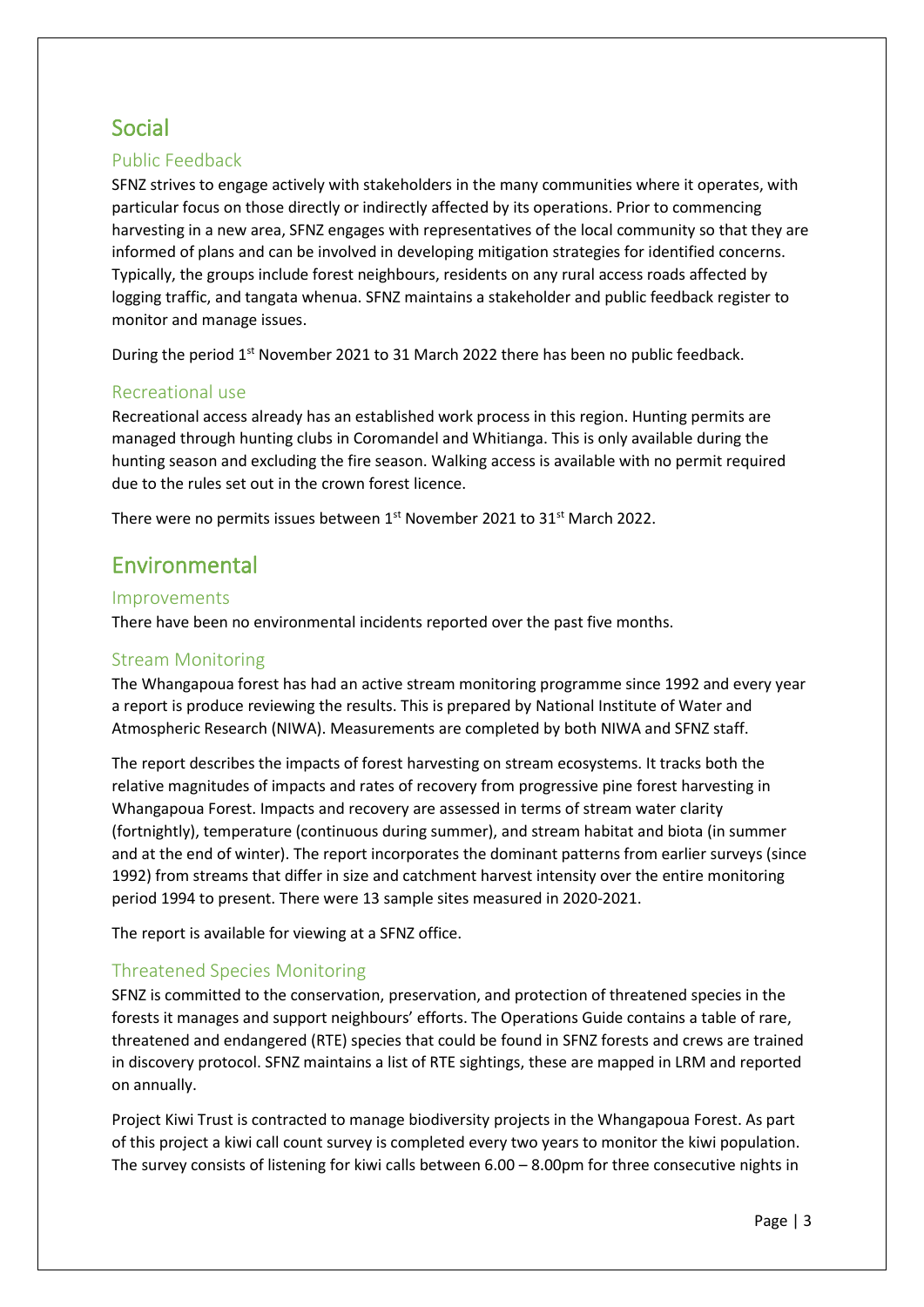# Social

## Public Feedback

SFNZ strives to engage actively with stakeholders in the many communities where it operates, with particular focus on those directly or indirectly affected by its operations. Prior to commencing harvesting in a new area, SFNZ engages with representatives of the local community so that they are informed of plans and can be involved in developing mitigation strategies for identified concerns. Typically, the groups include forest neighbours, residents on any rural access roads affected by logging traffic, and tangata whenua. SFNZ maintains a stakeholder and public feedback register to monitor and manage issues.

During the period 1st November 2021 to 31 March 2022 there has been no public feedback.

## Recreational use

Recreational access already has an established work process in this region. Hunting permits are managed through hunting clubs in Coromandel and Whitianga. This is only available during the hunting season and excluding the fire season. Walking access is available with no permit required due to the rules set out in the crown forest licence.

There were no permits issues between 1st November 2021 to 31st March 2022.

# Environmental

## Improvements

There have been no environmental incidents reported over the past five months.

## Stream Monitoring

The Whangapoua forest has had an active stream monitoring programme since 1992 and every year a report is produce reviewing the results. This is prepared by National Institute of Water and Atmospheric Research (NIWA). Measurements are completed by both NIWA and SFNZ staff.

The report describes the impacts of forest harvesting on stream ecosystems. It tracks both the relative magnitudes of impacts and rates of recovery from progressive pine forest harvesting in Whangapoua Forest. Impacts and recovery are assessed in terms of stream water clarity (fortnightly), temperature (continuous during summer), and stream habitat and biota (in summer and at the end of winter). The report incorporates the dominant patterns from earlier surveys (since 1992) from streams that differ in size and catchment harvest intensity over the entire monitoring period 1994 to present. There were 13 sample sites measured in 2020-2021.

The report is available for viewing at a SFNZ office.

## Threatened Species Monitoring

SFNZ is committed to the conservation, preservation, and protection of threatened species in the forests it manages and support neighbours' efforts. The Operations Guide contains a table of rare, threatened and endangered (RTE) species that could be found in SFNZ forests and crews are trained in discovery protocol. SFNZ maintains a list of RTE sightings, these are mapped in LRM and reported on annually.

Project Kiwi Trust is contracted to manage biodiversity projects in the Whangapoua Forest. As part of this project a kiwi call count survey is completed every two years to monitor the kiwi population. The survey consists of listening for kiwi calls between 6.00 – 8.00pm for three consecutive nights in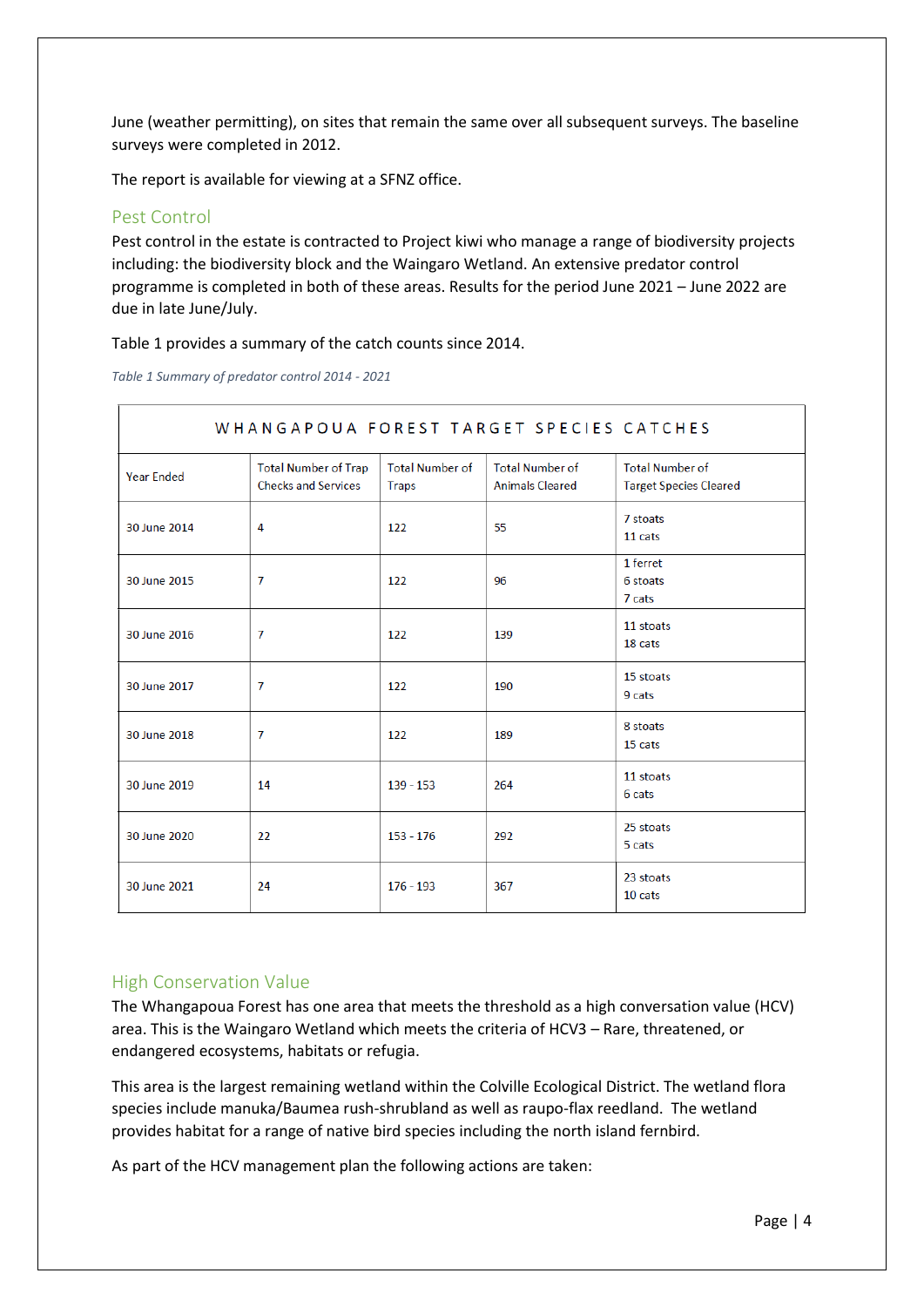June (weather permitting), on sites that remain the same over all subsequent surveys. The baseline surveys were completed in 2012.

The report is available for viewing at a SFNZ office.

## Pest Control

Pest control in the estate is contracted to Project kiwi who manage a range of biodiversity projects including: the biodiversity block and the Waingaro Wetland. An extensive predator control programme is completed in both of these areas. Results for the period June 2021 – June 2022 are due in late June/July.

Table 1 provides a summary of the catch counts since 2014.

*Table 1 Summary of predator control 2014 - 2021*

| WHANGAPOUA FOREST TARGET SPECIES CATCHES | | | | |
|---|---|---|---|---|
| Year Ended | Total Number of Trap Checks and Services | Total Number of Traps | Total Number of Animals Cleared | Total Number of Target Species Cleared |
| 30 June 2014 | 4 | 122 | 55 | 7 stoats<br>11 cats |
| 30 June 2015 | 7 | 122 | 96 | 1 ferret<br>6 stoats<br>7 cats |
| 30 June 2016 | 7 | 122 | 139 | 11 stoats<br>18 cats |
| 30 June 2017 | 7 | 122 | 190 | 15 stoats<br>9 cats |
| 30 June 2018 | 7 | 122 | 189 | 8 stoats<br>15 cats |
| 30 June 2019 | 14 | 139 - 153 | 264 | 11 stoats<br>6 cats |
| 30 June 2020 | 22 | 153 - 176 | 292 | 25 stoats<br>5 cats |
| 30 June 2021 | 24 | 176 - 193 | 367 | 23 stoats<br>10 cats |

## High Conservation Value

The Whangapoua Forest has one area that meets the threshold as a high conversation value (HCV) area. This is the Waingaro Wetland which meets the criteria of HCV3 – Rare, threatened, or endangered ecosystems, habitats or refugia.

This area is the largest remaining wetland within the Colville Ecological District. The wetland flora species include manuka/Baumea rush-shrubland as well as raupo-flax reedland. The wetland provides habitat for a range of native bird species including the north island fernbird.

As part of the HCV management plan the following actions are taken: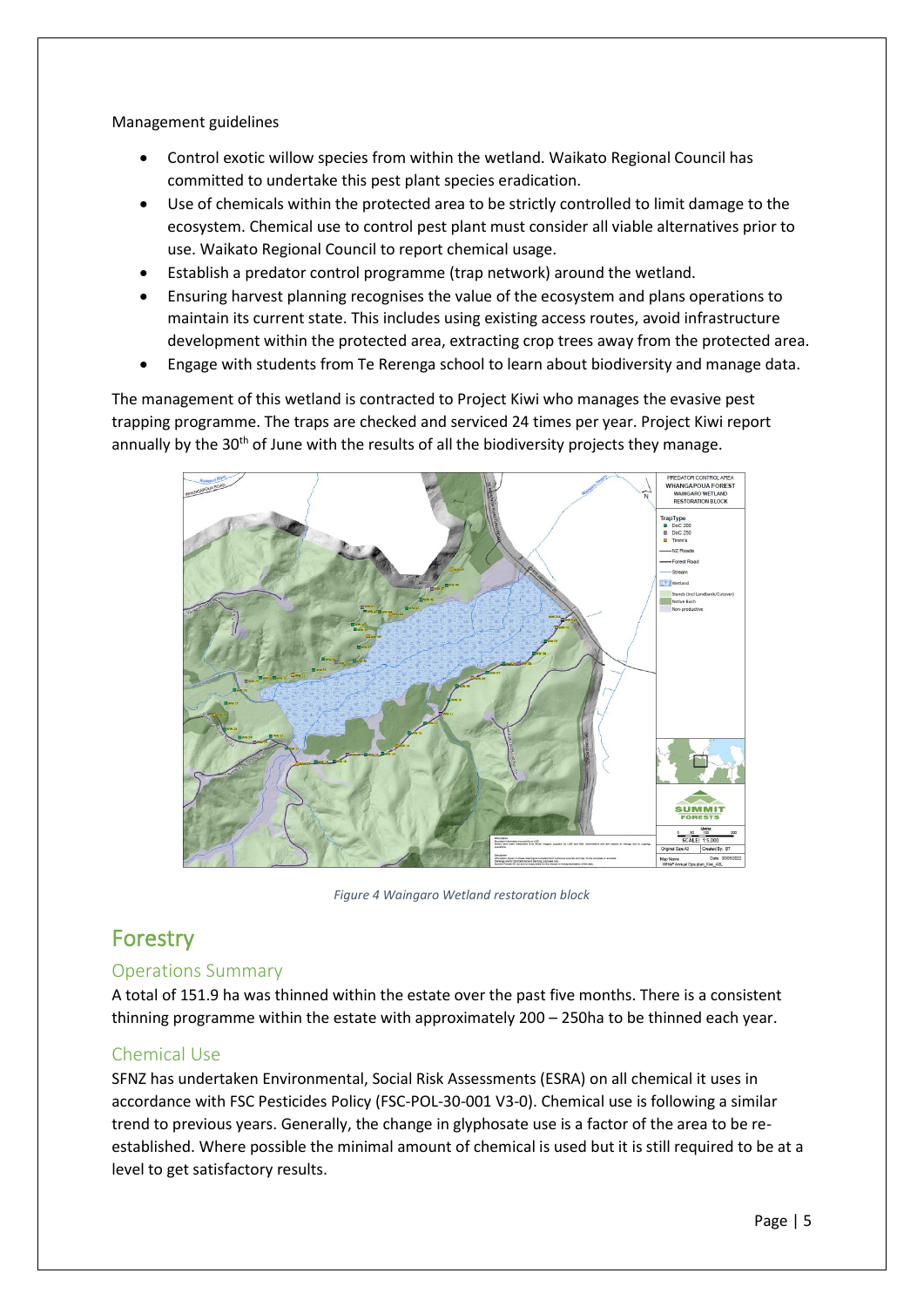Management guidelines

- Control exotic willow species from within the wetland. Waikato Regional Council has committed to undertake this pest plant species eradication.
- Use of chemicals within the protected area to be strictly controlled to limit damage to the ecosystem. Chemical use to control pest plant must consider all viable alternatives prior to use. Waikato Regional Council to report chemical usage.
- Establish a predator control programme (trap network) around the wetland.
- Ensuring harvest planning recognises the value of the ecosystem and plans operations to maintain its current state. This includes using existing access routes, avoid infrastructure development within the protected area, extracting crop trees away from the protected area.
- Engage with students from Te Rerenga school to learn about biodiversity and manage data.

The management of this wetland is contracted to Project Kiwi who manages the evasive pest trapping programme. The traps are checked and serviced 24 times per year. Project Kiwi report annually by the 30th of June with the results of all the biodiversity projects they manage.

*Figure 4 Waingaro Wetland restoration block*

# Forestry

## Operations Summary

A total of 151.9 ha was thinned within the estate over the past five months. There is a consistent thinning programme within the estate with approximately 200 – 250ha to be thinned each year.

## Chemical Use

SFNZ has undertaken Environmental, Social Risk Assessments (ESRA) on all chemical it uses in accordance with FSC Pesticides Policy (FSC-POL-30-001 V3-0). Chemical use is following a similar trend to previous years. Generally, the change in glyphosate use is a factor of the area to be re-established. Where possible the minimal amount of chemical is used but it is still required to be at a level to get satisfactory results.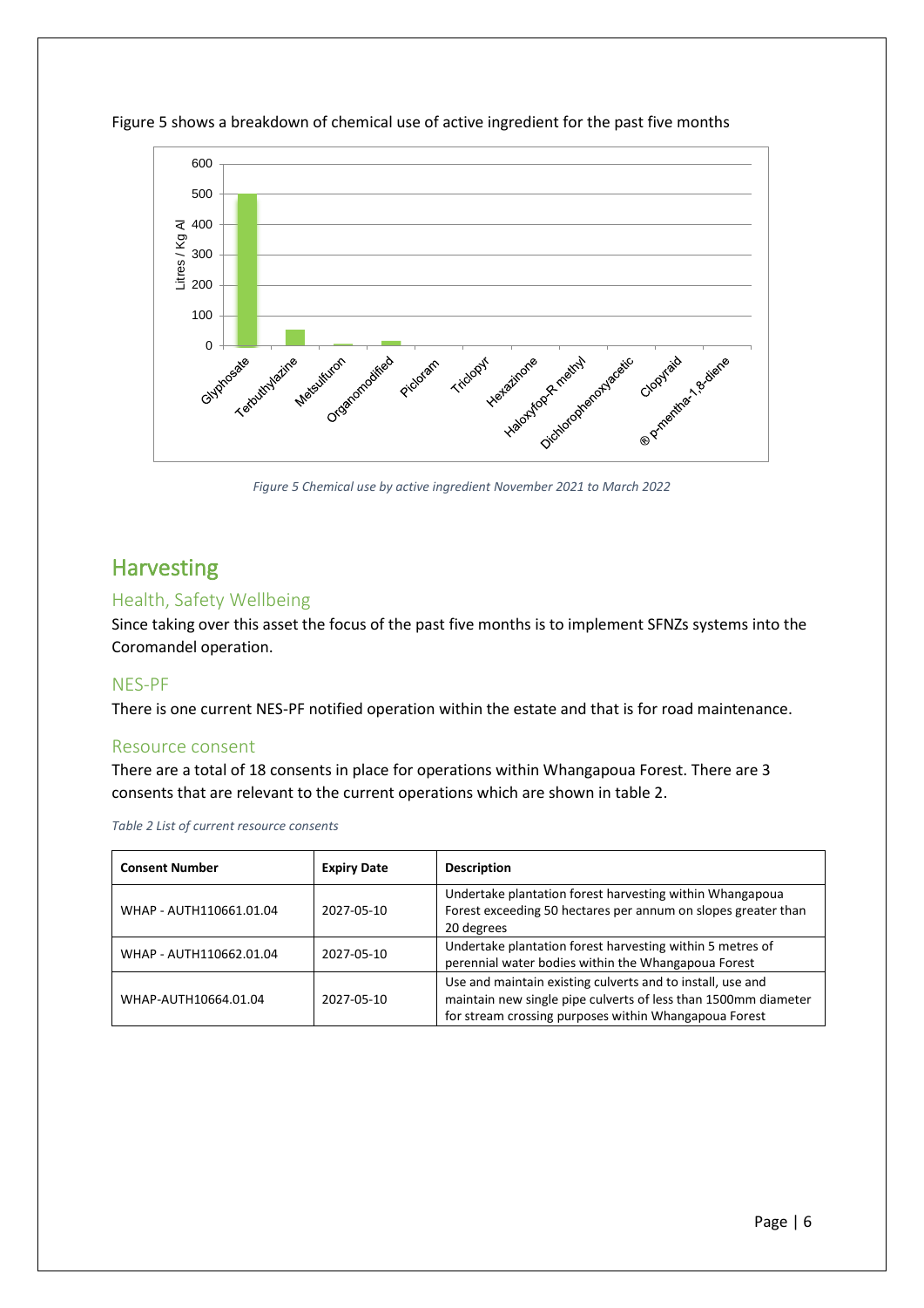Figure 5 shows a breakdown of chemical use of active ingredient for the past five months

*Figure 5 Chemical use by active ingredient November 2021 to March 2022*

# Harvesting

## Health, Safety Wellbeing

Since taking over this asset the focus of the past five months is to implement SFNZs systems into the Coromandel operation.

## NES-PF

There is one current NES-PF notified operation within the estate and that is for road maintenance.

## Resource consent

There are a total of 18 consents in place for operations within Whangapoua Forest. There are 3 consents that are relevant to the current operations which are shown in table 2.

*Table 2 List of current resource consents*

| Consent Number | Expiry Date | Description |
|---|---|---|
| WHAP - AUTH110661.01.04 | 2027-05-10 | Undertake plantation forest harvesting within Whangapoua Forest exceeding 50 hectares per annum on slopes greater than 20 degrees |
| WHAP - AUTH110662.01.04 | 2027-05-10 | Undertake plantation forest harvesting within 5 metres of perennial water bodies within the Whangapoua Forest |
| WHAP-AUTH10664.01.04 | 2027-05-10 | Use and maintain existing culverts and to install, use and maintain new single pipe culverts of less than 1500mm diameter for stream crossing purposes within Whangapoua Forest |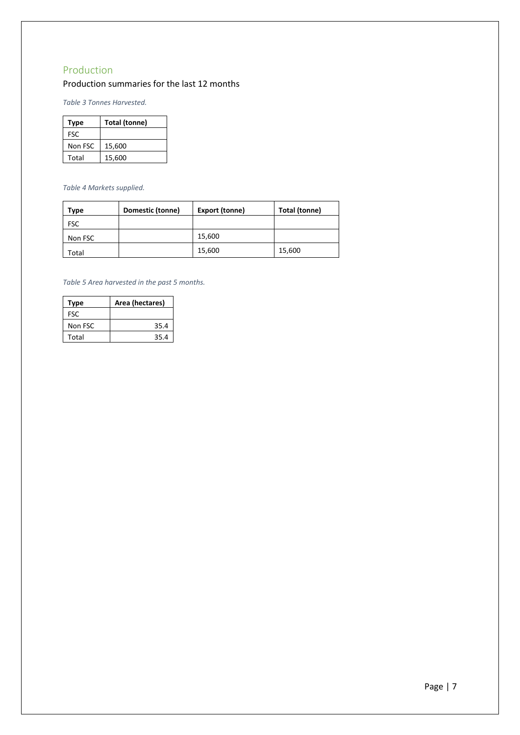## Production

### Production summaries for the last 12 months

*Table 3 Tonnes Harvested.*

| Type | Total (tonne) |
|---|---|
| FSC | |
| Non FSC | 15,600 |
| Total | 15,600 |

*Table 4 Markets supplied.*

| Type | Domestic (tonne) | Export (tonne) | Total (tonne) |
|---|---|---|---|
| FSC | | | |
| Non FSC | | 15,600 | |
| Total | | 15,600 | 15,600 |

*Table 5 Area harvested in the past 5 months.*

| Type | Area (hectares) |
|---|---|
| FSC | |
| Non FSC | 35.4 |
| Total | 35.4 |